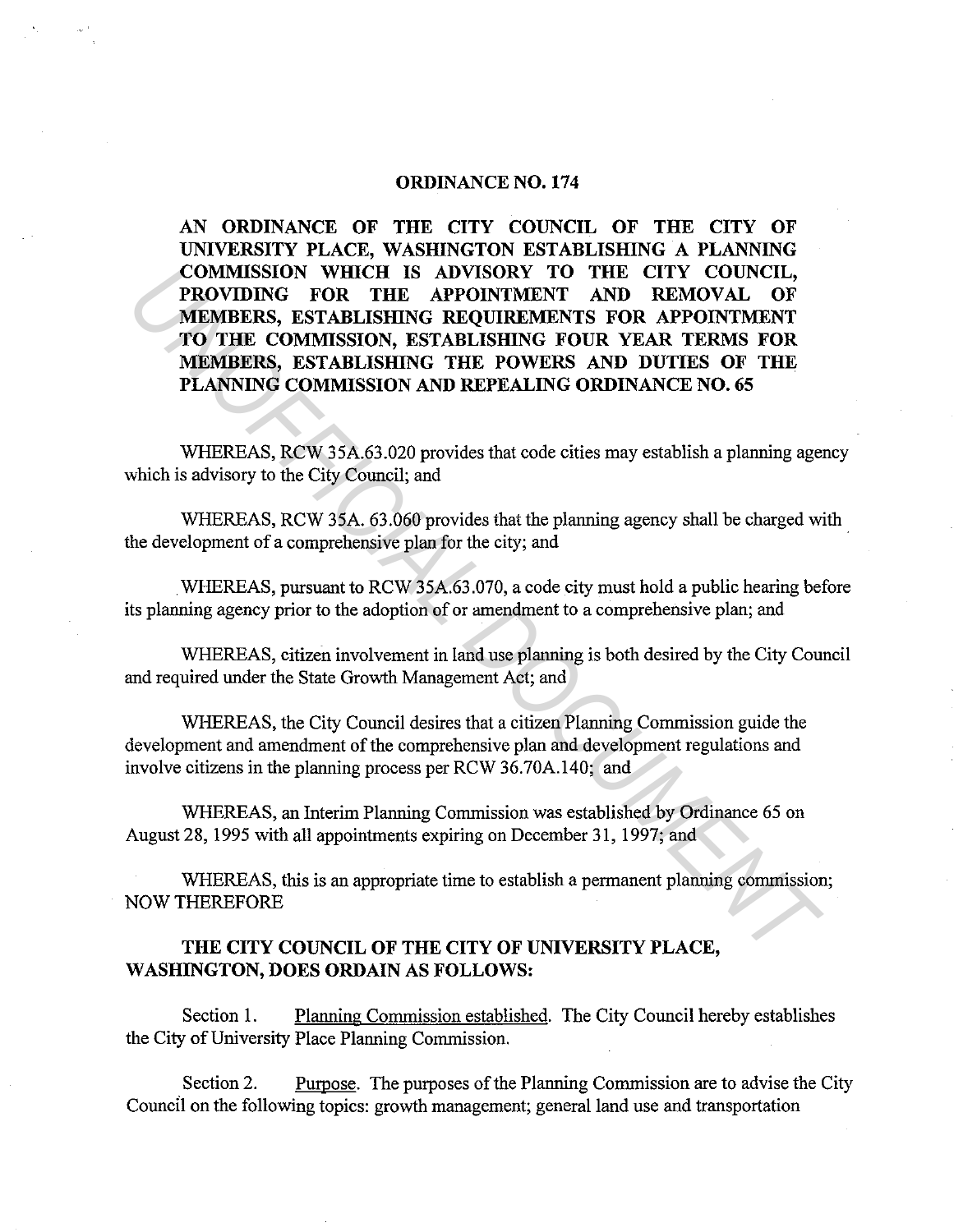# ORDINANCE NO. 174

**AN ORDINANCE OF THE CITY COUNCIL OF THE CITY OF UNIVERSITY PLACE, WASHINGTON ESTABLISHING A PLANNING COMMISSION WHICH IS ADVISORY TO THE CITY COUNCIL, PROVIDING FOR THE APPOINTMENT AND REMOVAL OF MEMBERS, ESTABLISHING REQUIREMENTS FOR APPOINTMENT TO THE COMMISSION, ESTABLISHING FOUR YEAR TERMS FOR MEMBERS, ESTABLISHING THE POWERS AND DUTIES OF THE PLANNING COMMISSION AND REPEALING ORDINANCE NO. 65**

WHEREAS, RCW 35A.63.020 provides that code cities may establish a planning agency which is advisory to the City Council; and

WHEREAS, RCW 35A. 63.060 provides that the planning agency shall be charged with the development of a comprehensive plan for the city; and

WHEREAS, pursuant to RCW 35A.63.070, a code city must hold a public hearing before its planning agency prior to the adoption of or amendment to a comprehensive plan; and

WHEREAS, citizen involvement in land use planning is both desired by the City Council and required under the State Growth Management Act; and

WHEREAS, the City Council desires that a citizen Planning Commission guide the development and amendment of the comprehensive plan and development regulations and involve citizens in the planning process per RCW 36.70A.140; and

WHEREAS, an Interim Planning Commission was established by Ordinance 65 on August 28, 1995 with all appointments expiring on December 31, 1997; and

WHEREAS, this is an appropriate time to establish a permanent planning commission; NOW THEREFORE

**THE CITY COUNCIL OF THE CITY OF UNIVERSITY PLACE, WASHINGTON, DOES ORDAIN AS FOLLOWS:**

Section 1. Planning Commission established. The City Council hereby establishes the City of University Place Planning Commission.

Section 2. Purpose. The purposes of the Planning Commission are to advise the City Council on the following topics: growth management; general land use and transportation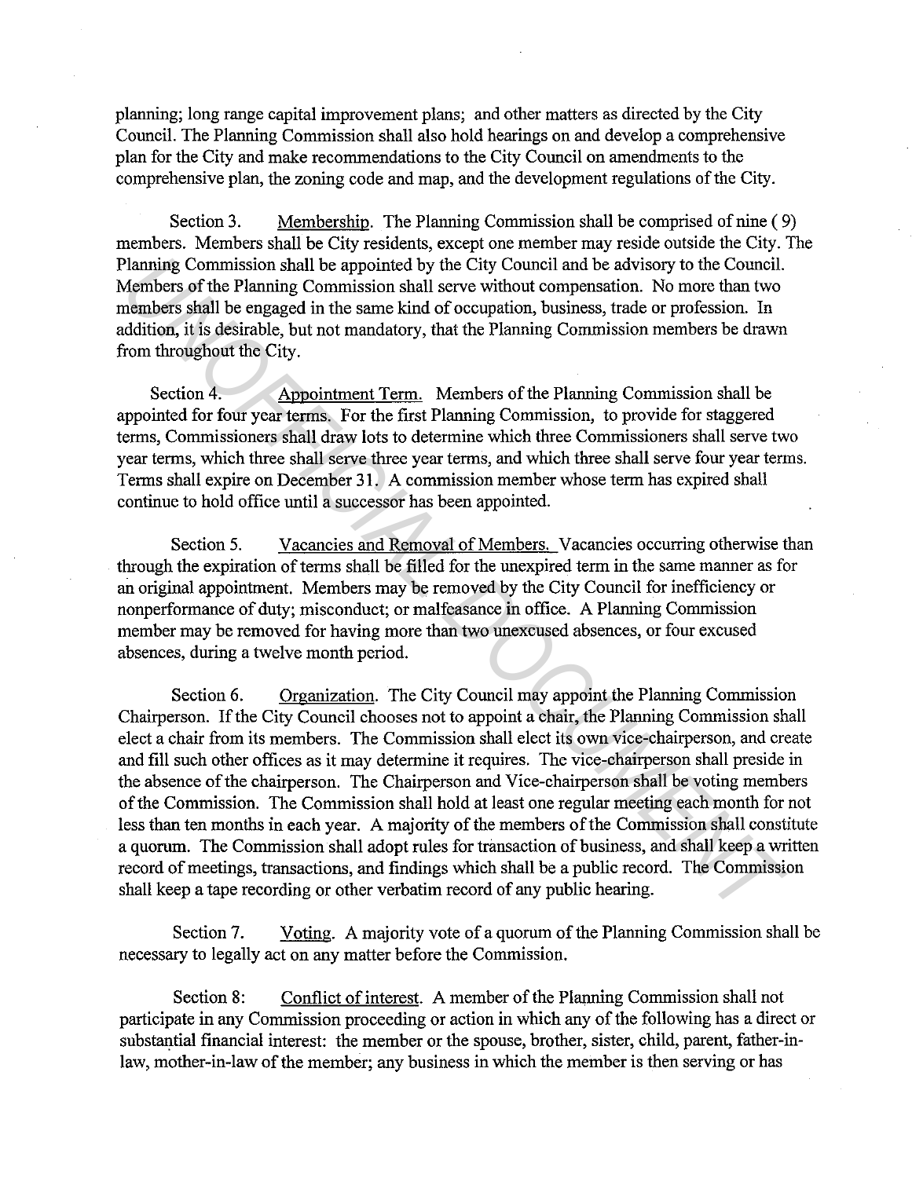planning; long range capital improvement plans; and other matters as directed by the City Council. The Planning Commission shall also hold hearings on and develop a comprehensive plan for the City and make recommendations to the City Council on amendments to the comprehensive plan, the zoning code and map, and the development regulations of the City.

Section 3. Membership. The Planning Commission shall be comprised of nine ( 9) members. Members shall be City residents, except one member may reside outside the City. The Planning Commission shall be appointed by the City Council and be advisory to the Council. Members of the Planning Commission shall serve without compensation. No more than two members shall be engaged in the same kind of occupation, business, trade or profession. In addition, it is desirable, but not mandatory, that the Planning Commission members be drawn from throughout the City.

Section 4. Appointment Term. Members of the Planning Commission shall be appointed for four year terms. For the first Planning Commission, to provide for staggered terms, Commissioners shall draw lots to determine which three Commissioners shall serve two year terms, which three shall serve three year terms, and which three shall serve four year terms. Terms shall expire on December 31. A commission member whose term has expired shall continue to hold office until a successor has been appointed.

Section 5. Vacancies and Removal of Members. Vacancies occurring otherwise than through the expiration of terms shall be filled for the unexpired term in the same manner as for an original appointment. Members may be removed by the City Council for inefficiency or nonperformance of duty; misconduct; or malfeasance in office. A Planning Commission member may be removed for having more than two unexcused absences, or four excused absences, during a twelve month period.

Section 6. Organization. The City Council may appoint the Planning Commission Chairperson. If the City Council chooses not to appoint a chair, the Planning Commission shall elect a chair from its members. The Commission shall elect its own vice-chairperson, and create and fill such other offices as it may determine it requires. The vice-chairperson shall preside in the absence of the chairperson. The Chairperson and Vice-chairperson shall be voting members of the Commission. The Commission shall hold at least one regular meeting each month for not less than ten months in each year. A majority of the members of the Commission shall constitute a quorum. The Commission shall adopt rules for transaction of business, and shall keep a written record of meetings, transactions, and findings which shall be a public record. The Commission shall keep a tape recording or other verbatim record of any public hearing.

Section 7. Voting. A majority vote of a quorum of the Planning Commission shall be necessary to legally act on any matter before the Commission.

Section 8: Conflict of interest. A member of the Planning Commission shall not participate in any Commission proceeding or action in which any of the following has a direct or substantial financial interest: the member or the spouse, brother, sister, child, parent, father-in-law, mother-in-law of the member; any business in which the member is then serving or has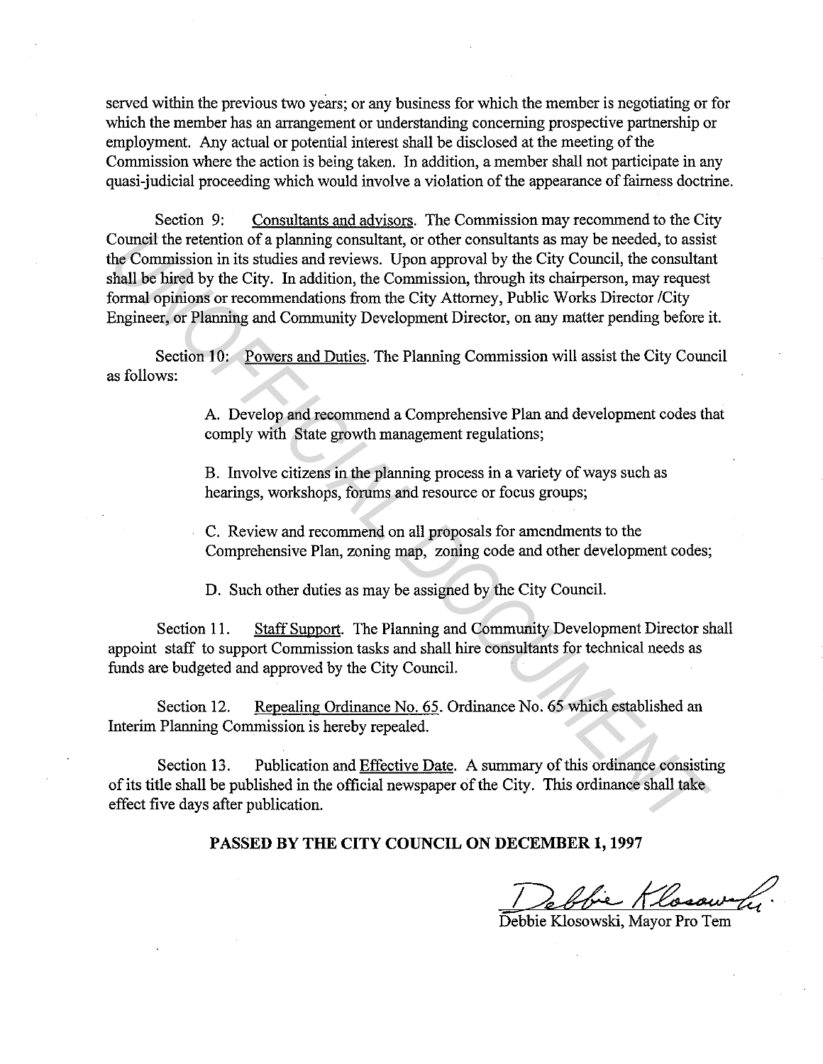served within the previous two years; or any business for which the member is negotiating or for which the member has an arrangement or understanding concerning prospective partnership or employment. Any actual or potential interest shall be disclosed at the meeting of the Commission where the action is being taken. In addition, a member shall not participate in any quasi-judicial proceeding which would involve a violation of the appearance of fairness doctrine.

Section 9: Consultants and advisors. The Commission may recommend to the City Council the retention of a planning consultant, or other consultants as may be needed, to assist the Commission in its studies and reviews. Upon approval by the City Council, the consultant shall be hired by the City. In addition, the Commission, through its chairperson, may request formal opinions or recommendations from the City Attorney, Public Works Director /City Engineer, or Planning and Community Development Director, on any matter pending before it.

Section 10: Powers and Duties. The Planning Commission will assist the City Council as follows:

A. Develop and recommend a Comprehensive Plan and development codes that comply with State growth management regulations;

B. Involve citizens in the planning process in a variety of ways such as hearings, workshops, forums and resource or focus groups;

C. Review and recommend on all proposals for amendments to the Comprehensive Plan, zoning map, zoning code and other development codes;

D. Such other duties as may be assigned by the City Council.

Section 11. Staff Support. The Planning and Community Development Director shall appoint staff to support Commission tasks and shall hire consultants for technical needs as funds are budgeted and approved by the City Council.

Section 12. Repealing Ordinance No. 65. Ordinance No. 65 which established an Interim Planning Commission is hereby repealed.

Section 13. Publication and Effective Date. A summary of this ordinance consisting of its title shall be published in the official newspaper of the City. This ordinance shall take effect five days after publication.

**PASSED BY THE CITY COUNCIL ON DECEMBER 1, 1997**

Debbie Klosowski

Debbie Klosowski, Mayor Pro Tem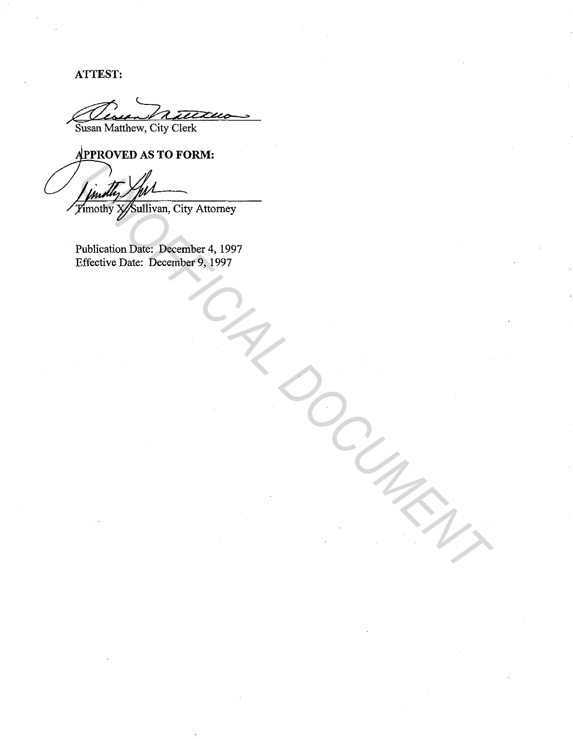**ATTEST:**

Susan Matthew, City Clerk

**APPROVED AS TO FORM:**

Timothy X. Sullivan, City Attorney

Publication Date: December 4, 1997
Effective Date: December 9, 1997

UNOFFICIAL DOCUMENT